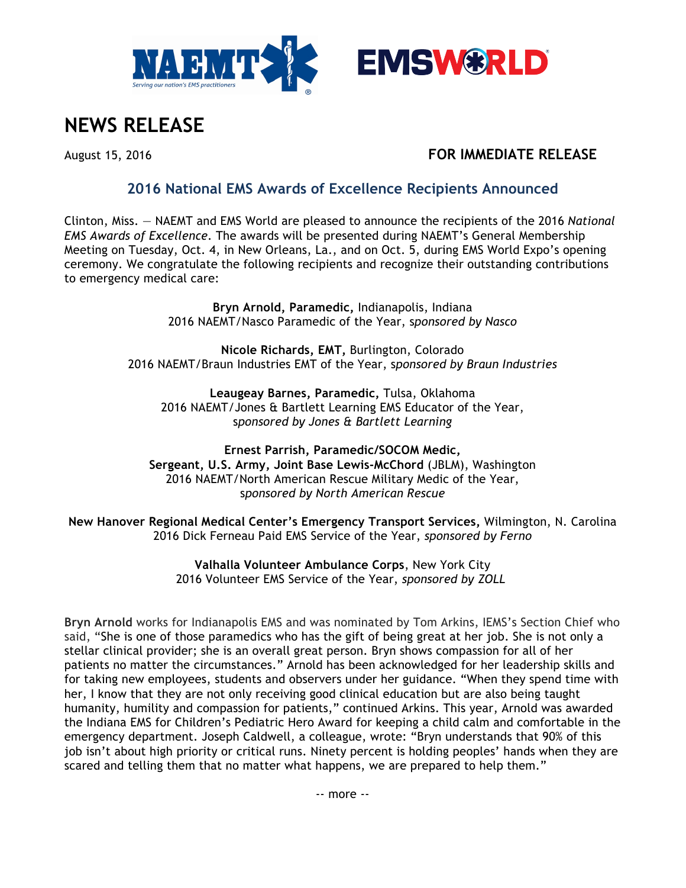# NEWS RELEASE

August 15, 2016

**FOR IMMEDIATE RELEASE**

## 2016 National EMS Awards of Excellence Recipients Announced

Clinton, Miss. — NAEMT and EMS World are pleased to announce the recipients of the 2016 *National EMS Awards of Excellence*. The awards will be presented during NAEMT's General Membership Meeting on Tuesday, Oct. 4, in New Orleans, La., and on Oct. 5, during EMS World Expo's opening ceremony. We congratulate the following recipients and recognize their outstanding contributions to emergency medical care:

**Bryn Arnold, Paramedic,** Indianapolis, Indiana
2016 NAEMT/Nasco Paramedic of the Year, *sponsored by Nasco*

**Nicole Richards, EMT,** Burlington, Colorado
2016 NAEMT/Braun Industries EMT of the Year, *sponsored by Braun Industries*

**Leaugeay Barnes, Paramedic,** Tulsa, Oklahoma
2016 NAEMT/Jones & Bartlett Learning EMS Educator of the Year,
*sponsored by Jones & Bartlett Learning*

**Ernest Parrish, Paramedic/SOCOM Medic,**
**Sergeant, U.S. Army, Joint Base Lewis-McChord** (JBLM), Washington
2016 NAEMT/North American Rescue Military Medic of the Year,
*sponsored by North American Rescue*

**New Hanover Regional Medical Center's Emergency Transport Services,** Wilmington, N. Carolina
2016 Dick Ferneau Paid EMS Service of the Year, *sponsored by Ferno*

**Valhalla Volunteer Ambulance Corps**, New York City
2016 Volunteer EMS Service of the Year, *sponsored by ZOLL*

**Bryn Arnold** works for Indianapolis EMS and was nominated by Tom Arkins, IEMS's Section Chief who said, "She is one of those paramedics who has the gift of being great at her job. She is not only a stellar clinical provider; she is an overall great person. Bryn shows compassion for all of her patients no matter the circumstances." Arnold has been acknowledged for her leadership skills and for taking new employees, students and observers under her guidance. "When they spend time with her, I know that they are not only receiving good clinical education but are also being taught humanity, humility and compassion for patients," continued Arkins. This year, Arnold was awarded the Indiana EMS for Children's Pediatric Hero Award for keeping a child calm and comfortable in the emergency department. Joseph Caldwell, a colleague, wrote: "Bryn understands that 90% of this job isn't about high priority or critical runs. Ninety percent is holding peoples' hands when they are scared and telling them that no matter what happens, we are prepared to help them."

-- more --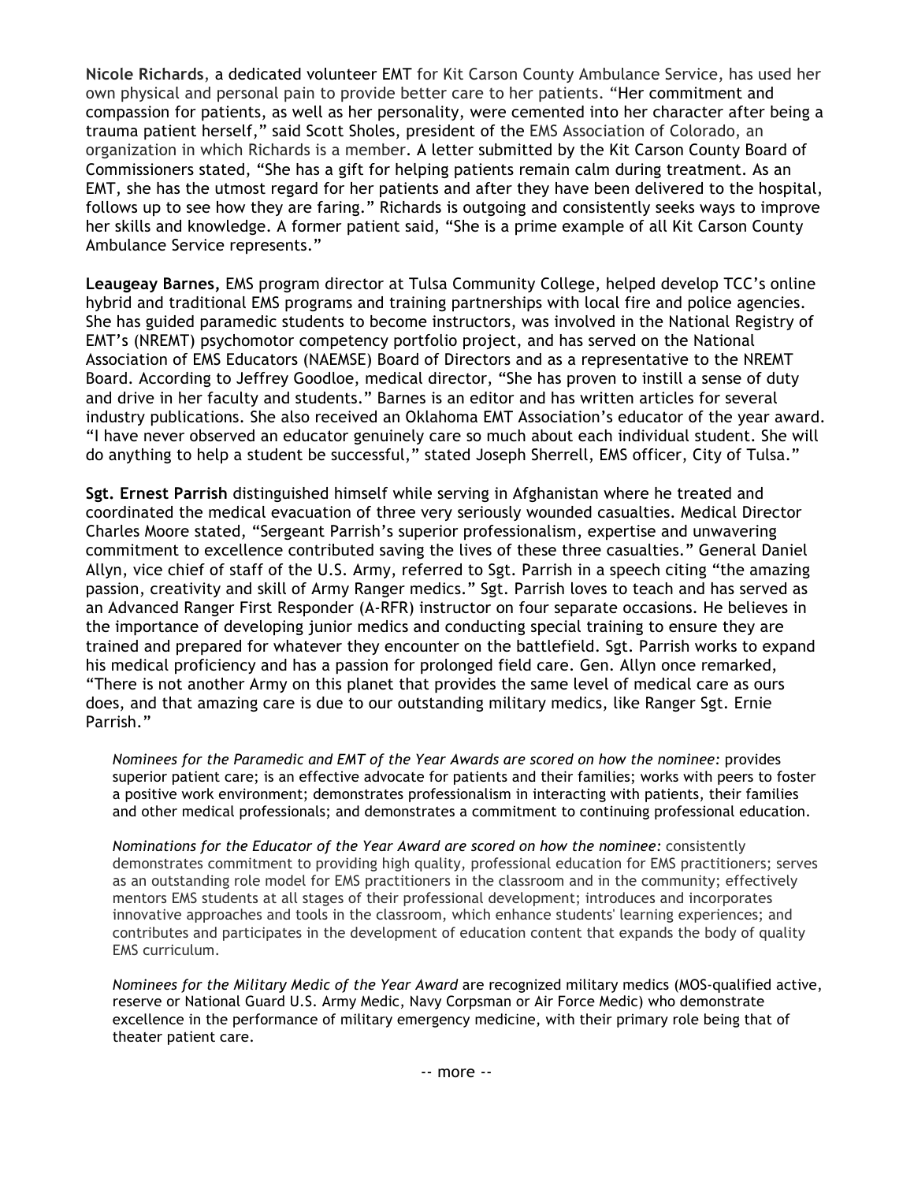**Nicole Richards**, a dedicated volunteer EMT for Kit Carson County Ambulance Service, has used her own physical and personal pain to provide better care to her patients. "Her commitment and compassion for patients, as well as her personality, were cemented into her character after being a trauma patient herself," said Scott Sholes, president of the EMS Association of Colorado, an organization in which Richards is a member. A letter submitted by the Kit Carson County Board of Commissioners stated, "She has a gift for helping patients remain calm during treatment. As an EMT, she has the utmost regard for her patients and after they have been delivered to the hospital, follows up to see how they are faring." Richards is outgoing and consistently seeks ways to improve her skills and knowledge. A former patient said, "She is a prime example of all Kit Carson County Ambulance Service represents."

**Leaugeay Barnes,** EMS program director at Tulsa Community College, helped develop TCC's online hybrid and traditional EMS programs and training partnerships with local fire and police agencies. She has guided paramedic students to become instructors, was involved in the National Registry of EMT's (NREMT) psychomotor competency portfolio project, and has served on the National Association of EMS Educators (NAEMSE) Board of Directors and as a representative to the NREMT Board. According to Jeffrey Goodloe, medical director, "She has proven to instill a sense of duty and drive in her faculty and students." Barnes is an editor and has written articles for several industry publications. She also received an Oklahoma EMT Association's educator of the year award. "I have never observed an educator genuinely care so much about each individual student. She will do anything to help a student be successful," stated Joseph Sherrell, EMS officer, City of Tulsa."

**Sgt. Ernest Parrish** distinguished himself while serving in Afghanistan where he treated and coordinated the medical evacuation of three very seriously wounded casualties. Medical Director Charles Moore stated, "Sergeant Parrish's superior professionalism, expertise and unwavering commitment to excellence contributed saving the lives of these three casualties." General Daniel Allyn, vice chief of staff of the U.S. Army, referred to Sgt. Parrish in a speech citing "the amazing passion, creativity and skill of Army Ranger medics." Sgt. Parrish loves to teach and has served as an Advanced Ranger First Responder (A-RFR) instructor on four separate occasions. He believes in the importance of developing junior medics and conducting special training to ensure they are trained and prepared for whatever they encounter on the battlefield. Sgt. Parrish works to expand his medical proficiency and has a passion for prolonged field care. Gen. Allyn once remarked, "There is not another Army on this planet that provides the same level of medical care as ours does, and that amazing care is due to our outstanding military medics, like Ranger Sgt. Ernie Parrish."

> *Nominees for the Paramedic and EMT of the Year Awards are scored on how the nominee:* provides superior patient care; is an effective advocate for patients and their families; works with peers to foster a positive work environment; demonstrates professionalism in interacting with patients, their families and other medical professionals; and demonstrates a commitment to continuing professional education.
>
> *Nominations for the Educator of the Year Award are scored on how the nominee:* consistently demonstrates commitment to providing high quality, professional education for EMS practitioners; serves as an outstanding role model for EMS practitioners in the classroom and in the community; effectively mentors EMS students at all stages of their professional development; introduces and incorporates innovative approaches and tools in the classroom, which enhance students' learning experiences; and contributes and participates in the development of education content that expands the body of quality EMS curriculum.
>
> *Nominees for the Military Medic of the Year Award* are recognized military medics (MOS-qualified active, reserve or National Guard U.S. Army Medic, Navy Corpsman or Air Force Medic) who demonstrate excellence in the performance of military emergency medicine, with their primary role being that of theater patient care.

-- more --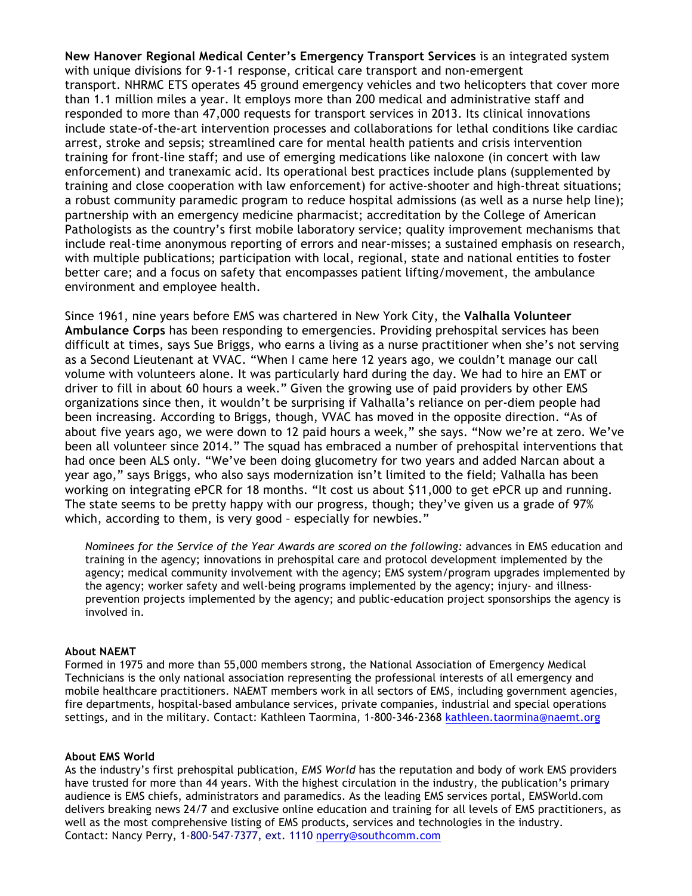**New Hanover Regional Medical Center's Emergency Transport Services** is an integrated system with unique divisions for 9-1-1 response, critical care transport and non-emergent transport. NHRMC ETS operates 45 ground emergency vehicles and two helicopters that cover more than 1.1 million miles a year. It employs more than 200 medical and administrative staff and responded to more than 47,000 requests for transport services in 2013. Its clinical innovations include state-of-the-art intervention processes and collaborations for lethal conditions like cardiac arrest, stroke and sepsis; streamlined care for mental health patients and crisis intervention training for front-line staff; and use of emerging medications like naloxone (in concert with law enforcement) and tranexamic acid. Its operational best practices include plans (supplemented by training and close cooperation with law enforcement) for active-shooter and high-threat situations; a robust community paramedic program to reduce hospital admissions (as well as a nurse help line); partnership with an emergency medicine pharmacist; accreditation by the College of American Pathologists as the country's first mobile laboratory service; quality improvement mechanisms that include real-time anonymous reporting of errors and near-misses; a sustained emphasis on research, with multiple publications; participation with local, regional, state and national entities to foster better care; and a focus on safety that encompasses patient lifting/movement, the ambulance environment and employee health.

Since 1961, nine years before EMS was chartered in New York City, the **Valhalla Volunteer Ambulance Corps** has been responding to emergencies. Providing prehospital services has been difficult at times, says Sue Briggs, who earns a living as a nurse practitioner when she's not serving as a Second Lieutenant at VVAC. "When I came here 12 years ago, we couldn't manage our call volume with volunteers alone. It was particularly hard during the day. We had to hire an EMT or driver to fill in about 60 hours a week." Given the growing use of paid providers by other EMS organizations since then, it wouldn't be surprising if Valhalla's reliance on per-diem people had been increasing. According to Briggs, though, VVAC has moved in the opposite direction. "As of about five years ago, we were down to 12 paid hours a week," she says. "Now we're at zero. We've been all volunteer since 2014." The squad has embraced a number of prehospital interventions that had once been ALS only. "We've been doing glucometry for two years and added Narcan about a year ago," says Briggs, who also says modernization isn't limited to the field; Valhalla has been working on integrating ePCR for 18 months. "It cost us about $11,000 to get ePCR up and running. The state seems to be pretty happy with our progress, though; they've given us a grade of 97% which, according to them, is very good – especially for newbies."

> *Nominees for the Service of the Year Awards are scored on the following:* advances in EMS education and training in the agency; innovations in prehospital care and protocol development implemented by the agency; medical community involvement with the agency; EMS system/program upgrades implemented by the agency; worker safety and well-being programs implemented by the agency; injury- and illness-prevention projects implemented by the agency; and public-education project sponsorships the agency is involved in.

**About NAEMT**

Formed in 1975 and more than 55,000 members strong, the National Association of Emergency Medical Technicians is the only national association representing the professional interests of all emergency and mobile healthcare practitioners. NAEMT members work in all sectors of EMS, including government agencies, fire departments, hospital-based ambulance services, private companies, industrial and special operations settings, and in the military. Contact: Kathleen Taormina, 1-800-346-2368 kathleen.taormina@naemt.org

**About EMS World**

As the industry's first prehospital publication, *EMS World* has the reputation and body of work EMS providers have trusted for more than 44 years. With the highest circulation in the industry, the publication's primary audience is EMS chiefs, administrators and paramedics. As the leading EMS services portal, EMSWorld.com delivers breaking news 24/7 and exclusive online education and training for all levels of EMS practitioners, as well as the most comprehensive listing of EMS products, services and technologies in the industry.
Contact: Nancy Perry, 1-800-547-7377, ext. 1110 nperry@southcomm.com